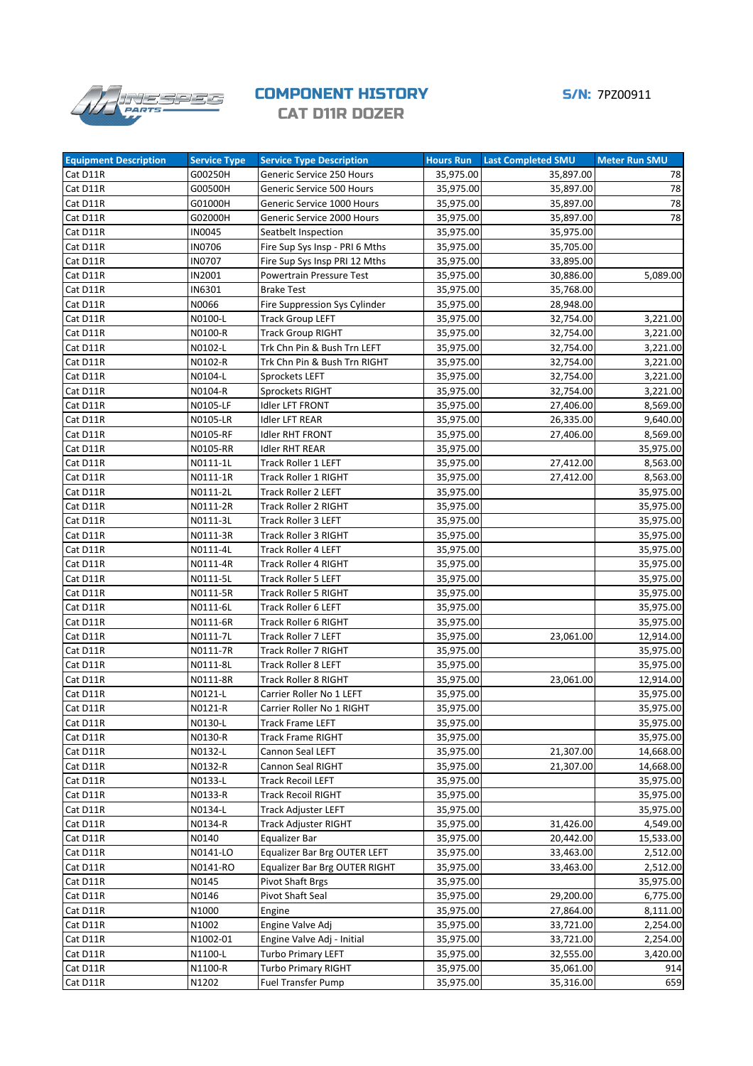# COMPONENT HISTORY

## CAT D11R DOZER

**S/N:** 7PZ00911

| Equipment Description | Service Type | Service Type Description | Hours Run | Last Completed SMU | Meter Run SMU |
|---|---|---|---|---|---|
| Cat D11R | G00250H | Generic Service 250 Hours | 35,975.00 | 35,897.00 | 78 |
| Cat D11R | G00500H | Generic Service 500 Hours | 35,975.00 | 35,897.00 | 78 |
| Cat D11R | G01000H | Generic Service 1000 Hours | 35,975.00 | 35,897.00 | 78 |
| Cat D11R | G02000H | Generic Service 2000 Hours | 35,975.00 | 35,897.00 | 78 |
| Cat D11R | IN0045 | Seatbelt Inspection | 35,975.00 | 35,975.00 | |
| Cat D11R | IN0706 | Fire Sup Sys Insp - PRI 6 Mths | 35,975.00 | 35,705.00 | |
| Cat D11R | IN0707 | Fire Sup Sys Insp PRI 12 Mths | 35,975.00 | 33,895.00 | |
| Cat D11R | IN2001 | Powertrain Pressure Test | 35,975.00 | 30,886.00 | 5,089.00 |
| Cat D11R | IN6301 | Brake Test | 35,975.00 | 35,768.00 | |
| Cat D11R | N0066 | Fire Suppression Sys Cylinder | 35,975.00 | 28,948.00 | |
| Cat D11R | N0100-L | Track Group LEFT | 35,975.00 | 32,754.00 | 3,221.00 |
| Cat D11R | N0100-R | Track Group RIGHT | 35,975.00 | 32,754.00 | 3,221.00 |
| Cat D11R | N0102-L | Trk Chn Pin & Bush Trn LEFT | 35,975.00 | 32,754.00 | 3,221.00 |
| Cat D11R | N0102-R | Trk Chn Pin & Bush Trn RIGHT | 35,975.00 | 32,754.00 | 3,221.00 |
| Cat D11R | N0104-L | Sprockets LEFT | 35,975.00 | 32,754.00 | 3,221.00 |
| Cat D11R | N0104-R | Sprockets RIGHT | 35,975.00 | 32,754.00 | 3,221.00 |
| Cat D11R | N0105-LF | Idler LFT FRONT | 35,975.00 | 27,406.00 | 8,569.00 |
| Cat D11R | N0105-LR | Idler LFT REAR | 35,975.00 | 26,335.00 | 9,640.00 |
| Cat D11R | N0105-RF | Idler RHT FRONT | 35,975.00 | 27,406.00 | 8,569.00 |
| Cat D11R | N0105-RR | Idler RHT REAR | 35,975.00 | | 35,975.00 |
| Cat D11R | N0111-1L | Track Roller 1 LEFT | 35,975.00 | 27,412.00 | 8,563.00 |
| Cat D11R | N0111-1R | Track Roller 1 RIGHT | 35,975.00 | 27,412.00 | 8,563.00 |
| Cat D11R | N0111-2L | Track Roller 2 LEFT | 35,975.00 | | 35,975.00 |
| Cat D11R | N0111-2R | Track Roller 2 RIGHT | 35,975.00 | | 35,975.00 |
| Cat D11R | N0111-3L | Track Roller 3 LEFT | 35,975.00 | | 35,975.00 |
| Cat D11R | N0111-3R | Track Roller 3 RIGHT | 35,975.00 | | 35,975.00 |
| Cat D11R | N0111-4L | Track Roller 4 LEFT | 35,975.00 | | 35,975.00 |
| Cat D11R | N0111-4R | Track Roller 4 RIGHT | 35,975.00 | | 35,975.00 |
| Cat D11R | N0111-5L | Track Roller 5 LEFT | 35,975.00 | | 35,975.00 |
| Cat D11R | N0111-5R | Track Roller 5 RIGHT | 35,975.00 | | 35,975.00 |
| Cat D11R | N0111-6L | Track Roller 6 LEFT | 35,975.00 | | 35,975.00 |
| Cat D11R | N0111-6R | Track Roller 6 RIGHT | 35,975.00 | | 35,975.00 |
| Cat D11R | N0111-7L | Track Roller 7 LEFT | 35,975.00 | 23,061.00 | 12,914.00 |
| Cat D11R | N0111-7R | Track Roller 7 RIGHT | 35,975.00 | | 35,975.00 |
| Cat D11R | N0111-8L | Track Roller 8 LEFT | 35,975.00 | | 35,975.00 |
| Cat D11R | N0111-8R | Track Roller 8 RIGHT | 35,975.00 | 23,061.00 | 12,914.00 |
| Cat D11R | N0121-L | Carrier Roller No 1 LEFT | 35,975.00 | | 35,975.00 |
| Cat D11R | N0121-R | Carrier Roller No 1 RIGHT | 35,975.00 | | 35,975.00 |
| Cat D11R | N0130-L | Track Frame LEFT | 35,975.00 | | 35,975.00 |
| Cat D11R | N0130-R | Track Frame RIGHT | 35,975.00 | | 35,975.00 |
| Cat D11R | N0132-L | Cannon Seal LEFT | 35,975.00 | 21,307.00 | 14,668.00 |
| Cat D11R | N0132-R | Cannon Seal RIGHT | 35,975.00 | 21,307.00 | 14,668.00 |
| Cat D11R | N0133-L | Track Recoil LEFT | 35,975.00 | | 35,975.00 |
| Cat D11R | N0133-R | Track Recoil RIGHT | 35,975.00 | | 35,975.00 |
| Cat D11R | N0134-L | Track Adjuster LEFT | 35,975.00 | | 35,975.00 |
| Cat D11R | N0134-R | Track Adjuster RIGHT | 35,975.00 | 31,426.00 | 4,549.00 |
| Cat D11R | N0140 | Equalizer Bar | 35,975.00 | 20,442.00 | 15,533.00 |
| Cat D11R | N0141-LO | Equalizer Bar Brg OUTER LEFT | 35,975.00 | 33,463.00 | 2,512.00 |
| Cat D11R | N0141-RO | Equalizer Bar Brg OUTER RIGHT | 35,975.00 | 33,463.00 | 2,512.00 |
| Cat D11R | N0145 | Pivot Shaft Brgs | 35,975.00 | | 35,975.00 |
| Cat D11R | N0146 | Pivot Shaft Seal | 35,975.00 | 29,200.00 | 6,775.00 |
| Cat D11R | N1000 | Engine | 35,975.00 | 27,864.00 | 8,111.00 |
| Cat D11R | N1002 | Engine Valve Adj | 35,975.00 | 33,721.00 | 2,254.00 |
| Cat D11R | N1002-01 | Engine Valve Adj - Initial | 35,975.00 | 33,721.00 | 2,254.00 |
| Cat D11R | N1100-L | Turbo Primary LEFT | 35,975.00 | 32,555.00 | 3,420.00 |
| Cat D11R | N1100-R | Turbo Primary RIGHT | 35,975.00 | 35,061.00 | 914 |
| Cat D11R | N1202 | Fuel Transfer Pump | 35,975.00 | 35,316.00 | 659 |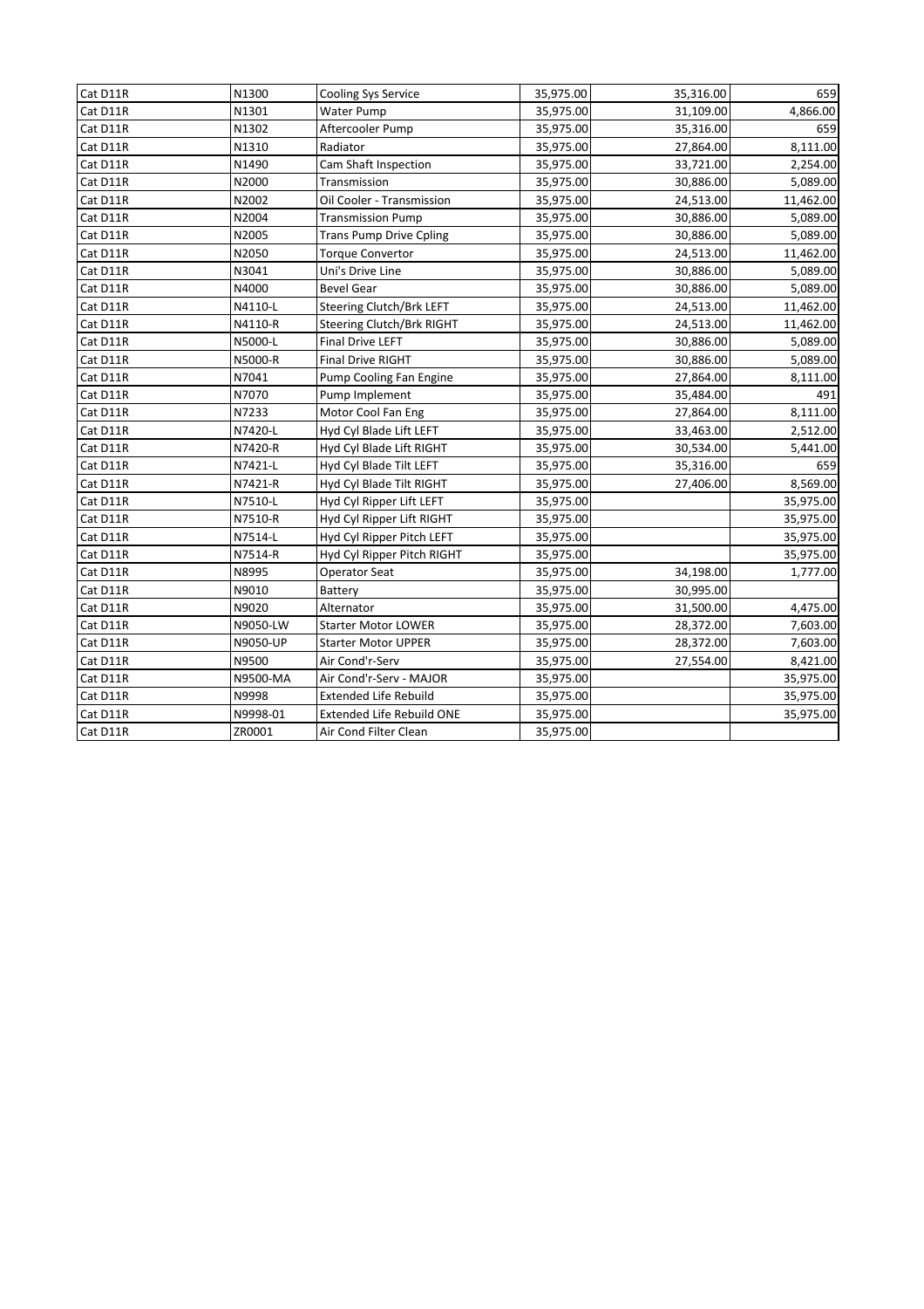| | | | | | |
|---|---|---|---|---|---|
| Cat D11R | N1300 | Cooling Sys Service | 35,975.00 | 35,316.00 | 659 |
| Cat D11R | N1301 | Water Pump | 35,975.00 | 31,109.00 | 4,866.00 |
| Cat D11R | N1302 | Aftercooler Pump | 35,975.00 | 35,316.00 | 659 |
| Cat D11R | N1310 | Radiator | 35,975.00 | 27,864.00 | 8,111.00 |
| Cat D11R | N1490 | Cam Shaft Inspection | 35,975.00 | 33,721.00 | 2,254.00 |
| Cat D11R | N2000 | Transmission | 35,975.00 | 30,886.00 | 5,089.00 |
| Cat D11R | N2002 | Oil Cooler - Transmission | 35,975.00 | 24,513.00 | 11,462.00 |
| Cat D11R | N2004 | Transmission Pump | 35,975.00 | 30,886.00 | 5,089.00 |
| Cat D11R | N2005 | Trans Pump Drive Cpling | 35,975.00 | 30,886.00 | 5,089.00 |
| Cat D11R | N2050 | Torque Convertor | 35,975.00 | 24,513.00 | 11,462.00 |
| Cat D11R | N3041 | Uni's Drive Line | 35,975.00 | 30,886.00 | 5,089.00 |
| Cat D11R | N4000 | Bevel Gear | 35,975.00 | 30,886.00 | 5,089.00 |
| Cat D11R | N4110-L | Steering Clutch/Brk LEFT | 35,975.00 | 24,513.00 | 11,462.00 |
| Cat D11R | N4110-R | Steering Clutch/Brk RIGHT | 35,975.00 | 24,513.00 | 11,462.00 |
| Cat D11R | N5000-L | Final Drive LEFT | 35,975.00 | 30,886.00 | 5,089.00 |
| Cat D11R | N5000-R | Final Drive RIGHT | 35,975.00 | 30,886.00 | 5,089.00 |
| Cat D11R | N7041 | Pump Cooling Fan Engine | 35,975.00 | 27,864.00 | 8,111.00 |
| Cat D11R | N7070 | Pump Implement | 35,975.00 | 35,484.00 | 491 |
| Cat D11R | N7233 | Motor Cool Fan Eng | 35,975.00 | 27,864.00 | 8,111.00 |
| Cat D11R | N7420-L | Hyd Cyl Blade Lift LEFT | 35,975.00 | 33,463.00 | 2,512.00 |
| Cat D11R | N7420-R | Hyd Cyl Blade Lift RIGHT | 35,975.00 | 30,534.00 | 5,441.00 |
| Cat D11R | N7421-L | Hyd Cyl Blade Tilt LEFT | 35,975.00 | 35,316.00 | 659 |
| Cat D11R | N7421-R | Hyd Cyl Blade Tilt RIGHT | 35,975.00 | 27,406.00 | 8,569.00 |
| Cat D11R | N7510-L | Hyd Cyl Ripper Lift LEFT | 35,975.00 | | 35,975.00 |
| Cat D11R | N7510-R | Hyd Cyl Ripper Lift RIGHT | 35,975.00 | | 35,975.00 |
| Cat D11R | N7514-L | Hyd Cyl Ripper Pitch LEFT | 35,975.00 | | 35,975.00 |
| Cat D11R | N7514-R | Hyd Cyl Ripper Pitch RIGHT | 35,975.00 | | 35,975.00 |
| Cat D11R | N8995 | Operator Seat | 35,975.00 | 34,198.00 | 1,777.00 |
| Cat D11R | N9010 | Battery | 35,975.00 | 30,995.00 | |
| Cat D11R | N9020 | Alternator | 35,975.00 | 31,500.00 | 4,475.00 |
| Cat D11R | N9050-LW | Starter Motor LOWER | 35,975.00 | 28,372.00 | 7,603.00 |
| Cat D11R | N9050-UP | Starter Motor UPPER | 35,975.00 | 28,372.00 | 7,603.00 |
| Cat D11R | N9500 | Air Cond'r-Serv | 35,975.00 | 27,554.00 | 8,421.00 |
| Cat D11R | N9500-MA | Air Cond'r-Serv - MAJOR | 35,975.00 | | 35,975.00 |
| Cat D11R | N9998 | Extended Life Rebuild | 35,975.00 | | 35,975.00 |
| Cat D11R | N9998-01 | Extended Life Rebuild ONE | 35,975.00 | | 35,975.00 |
| Cat D11R | ZR0001 | Air Cond Filter Clean | 35,975.00 | | |